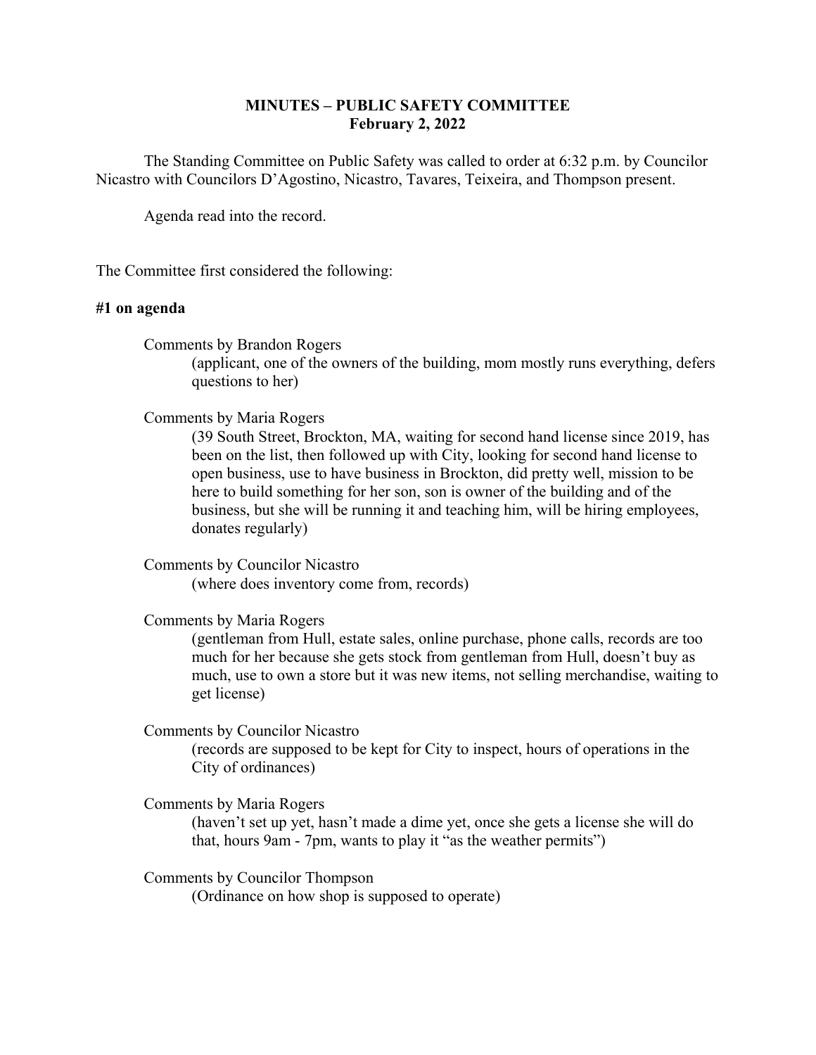# MINUTES – PUBLIC SAFETY COMMITTEE
## February 2, 2022

The Standing Committee on Public Safety was called to order at 6:32 p.m. by Councilor Nicastro with Councilors D'Agostino, Nicastro, Tavares, Teixeira, and Thompson present.

Agenda read into the record.

The Committee first considered the following:

**#1 on agenda**

Comments by Brandon Rogers
(applicant, one of the owners of the building, mom mostly runs everything, defers questions to her)

Comments by Maria Rogers
(39 South Street, Brockton, MA, waiting for second hand license since 2019, has been on the list, then followed up with City, looking for second hand license to open business, use to have business in Brockton, did pretty well, mission to be here to build something for her son, son is owner of the building and of the business, but she will be running it and teaching him, will be hiring employees, donates regularly)

Comments by Councilor Nicastro
(where does inventory come from, records)

Comments by Maria Rogers
(gentleman from Hull, estate sales, online purchase, phone calls, records are too much for her because she gets stock from gentleman from Hull, doesn't buy as much, use to own a store but it was new items, not selling merchandise, waiting to get license)

Comments by Councilor Nicastro
(records are supposed to be kept for City to inspect, hours of operations in the City of ordinances)

Comments by Maria Rogers
(haven't set up yet, hasn't made a dime yet, once she gets a license she will do that, hours 9am - 7pm, wants to play it "as the weather permits")

Comments by Councilor Thompson
(Ordinance on how shop is supposed to operate)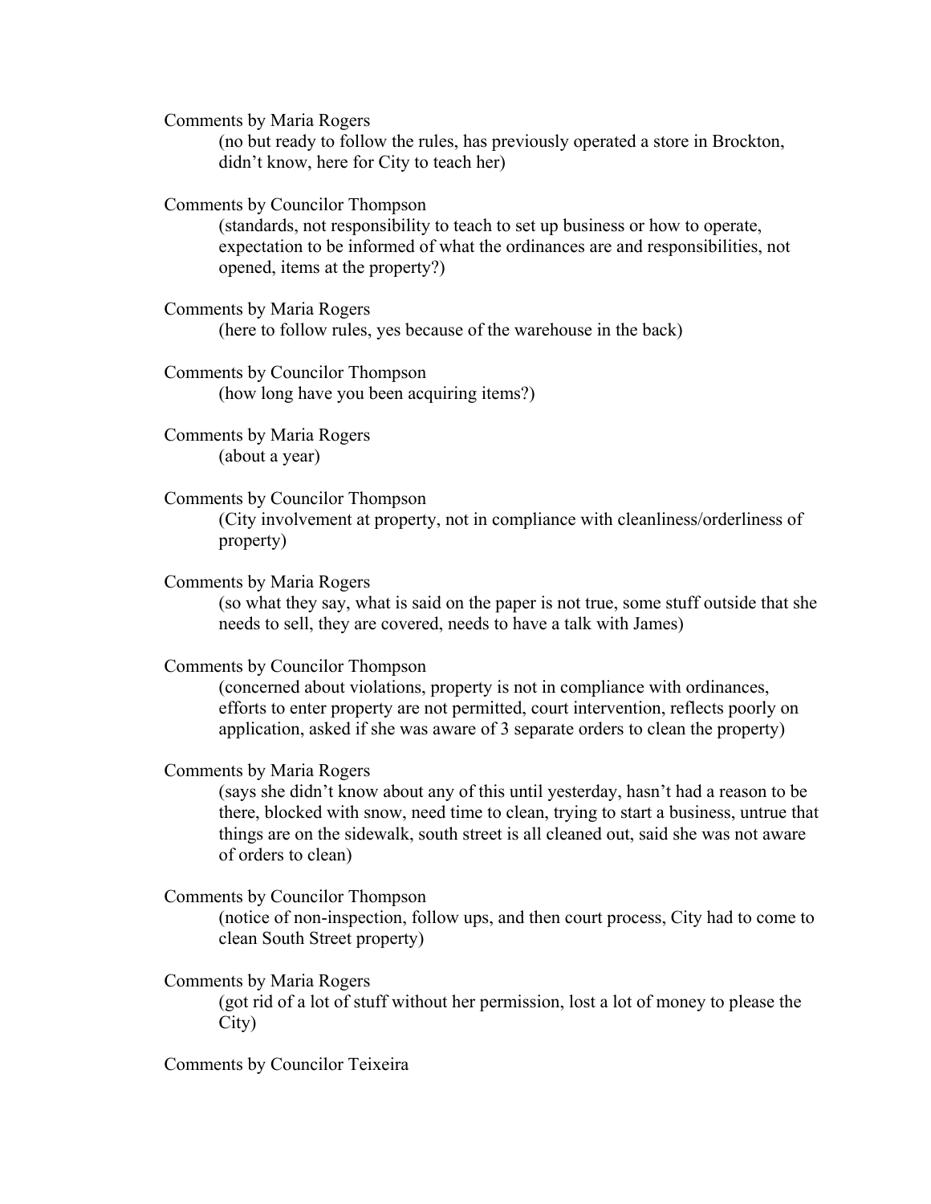Comments by Maria Rogers

(no but ready to follow the rules, has previously operated a store in Brockton, didn't know, here for City to teach her)

Comments by Councilor Thompson

(standards, not responsibility to teach to set up business or how to operate, expectation to be informed of what the ordinances are and responsibilities, not opened, items at the property?)

Comments by Maria Rogers

(here to follow rules, yes because of the warehouse in the back)

Comments by Councilor Thompson

(how long have you been acquiring items?)

Comments by Maria Rogers

(about a year)

Comments by Councilor Thompson

(City involvement at property, not in compliance with cleanliness/orderliness of property)

Comments by Maria Rogers

(so what they say, what is said on the paper is not true, some stuff outside that she needs to sell, they are covered, needs to have a talk with James)

Comments by Councilor Thompson

(concerned about violations, property is not in compliance with ordinances, efforts to enter property are not permitted, court intervention, reflects poorly on application, asked if she was aware of 3 separate orders to clean the property)

Comments by Maria Rogers

(says she didn't know about any of this until yesterday, hasn't had a reason to be there, blocked with snow, need time to clean, trying to start a business, untrue that things are on the sidewalk, south street is all cleaned out, said she was not aware of orders to clean)

Comments by Councilor Thompson

(notice of non-inspection, follow ups, and then court process, City had to come to clean South Street property)

Comments by Maria Rogers

(got rid of a lot of stuff without her permission, lost a lot of money to please the City)

Comments by Councilor Teixeira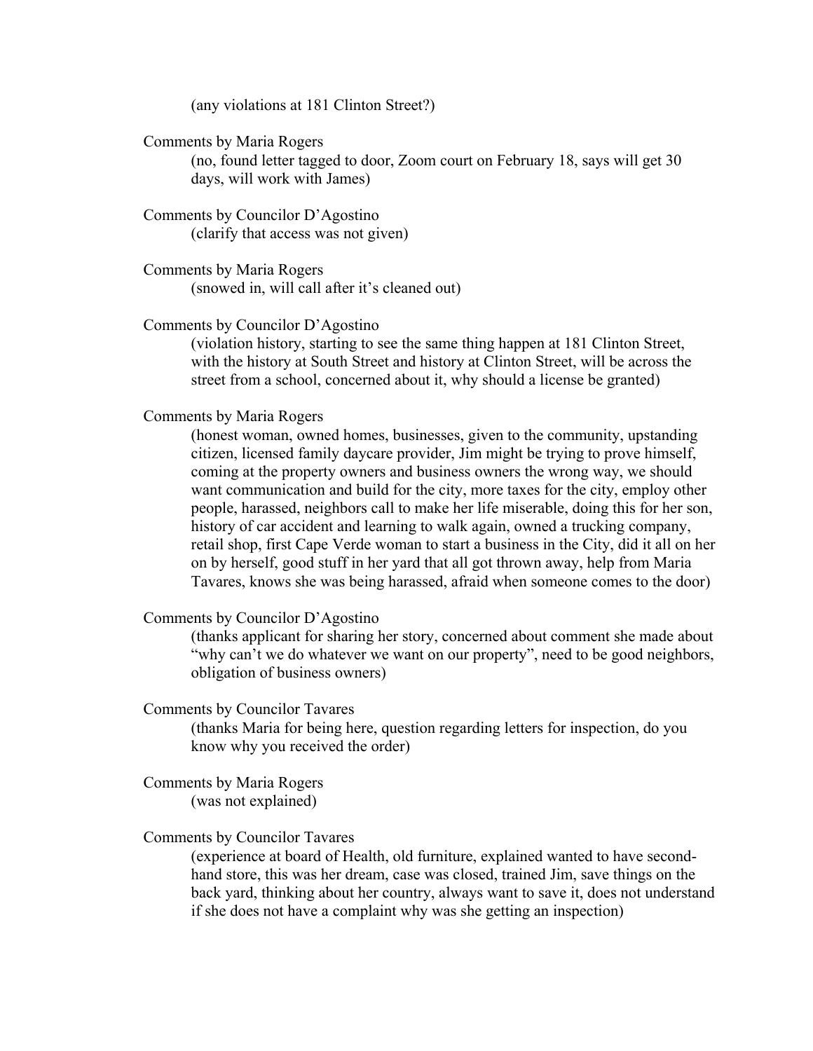(any violations at 181 Clinton Street?)

Comments by Maria Rogers

(no, found letter tagged to door, Zoom court on February 18, says will get 30 days, will work with James)

Comments by Councilor D'Agostino

(clarify that access was not given)

Comments by Maria Rogers

(snowed in, will call after it's cleaned out)

Comments by Councilor D'Agostino

(violation history, starting to see the same thing happen at 181 Clinton Street, with the history at South Street and history at Clinton Street, will be across the street from a school, concerned about it, why should a license be granted)

Comments by Maria Rogers

(honest woman, owned homes, businesses, given to the community, upstanding citizen, licensed family daycare provider, Jim might be trying to prove himself, coming at the property owners and business owners the wrong way, we should want communication and build for the city, more taxes for the city, employ other people, harassed, neighbors call to make her life miserable, doing this for her son, history of car accident and learning to walk again, owned a trucking company, retail shop, first Cape Verde woman to start a business in the City, did it all on her on by herself, good stuff in her yard that all got thrown away, help from Maria Tavares, knows she was being harassed, afraid when someone comes to the door)

Comments by Councilor D'Agostino

(thanks applicant for sharing her story, concerned about comment she made about "why can't we do whatever we want on our property", need to be good neighbors, obligation of business owners)

Comments by Councilor Tavares

(thanks Maria for being here, question regarding letters for inspection, do you know why you received the order)

Comments by Maria Rogers

(was not explained)

Comments by Councilor Tavares

(experience at board of Health, old furniture, explained wanted to have second-hand store, this was her dream, case was closed, trained Jim, save things on the back yard, thinking about her country, always want to save it, does not understand if she does not have a complaint why was she getting an inspection)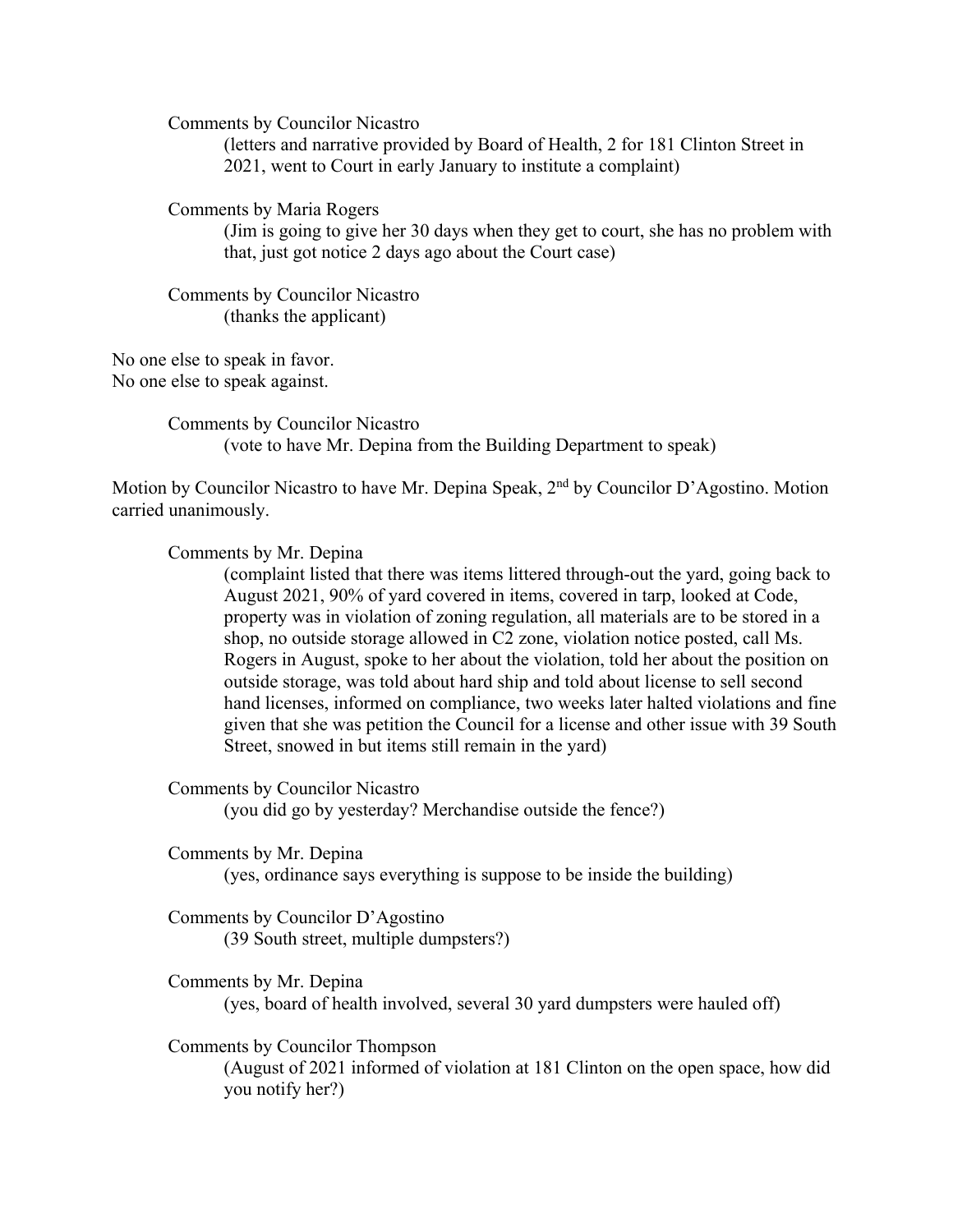Comments by Councilor Nicastro

(letters and narrative provided by Board of Health, 2 for 181 Clinton Street in 2021, went to Court in early January to institute a complaint)

Comments by Maria Rogers

(Jim is going to give her 30 days when they get to court, she has no problem with that, just got notice 2 days ago about the Court case)

Comments by Councilor Nicastro

(thanks the applicant)

No one else to speak in favor.
No one else to speak against.

Comments by Councilor Nicastro

(vote to have Mr. Depina from the Building Department to speak)

Motion by Councilor Nicastro to have Mr. Depina Speak, 2nd by Councilor D'Agostino. Motion carried unanimously.

Comments by Mr. Depina

(complaint listed that there was items littered through-out the yard, going back to August 2021, 90% of yard covered in items, covered in tarp, looked at Code, property was in violation of zoning regulation, all materials are to be stored in a shop, no outside storage allowed in C2 zone, violation notice posted, call Ms. Rogers in August, spoke to her about the violation, told her about the position on outside storage, was told about hard ship and told about license to sell second hand licenses, informed on compliance, two weeks later halted violations and fine given that she was petition the Council for a license and other issue with 39 South Street, snowed in but items still remain in the yard)

Comments by Councilor Nicastro

(you did go by yesterday? Merchandise outside the fence?)

Comments by Mr. Depina

(yes, ordinance says everything is suppose to be inside the building)

Comments by Councilor D'Agostino

(39 South street, multiple dumpsters?)

Comments by Mr. Depina

(yes, board of health involved, several 30 yard dumpsters were hauled off)

Comments by Councilor Thompson

(August of 2021 informed of violation at 181 Clinton on the open space, how did you notify her?)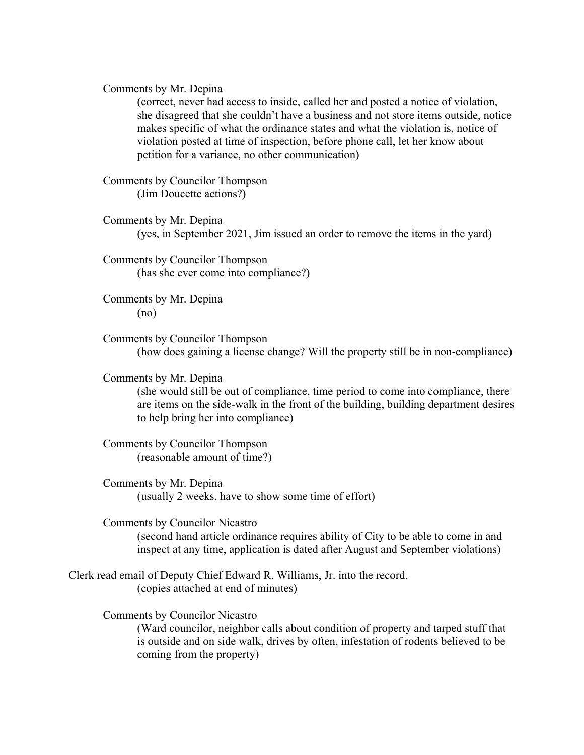Comments by Mr. Depina

(correct, never had access to inside, called her and posted a notice of violation, she disagreed that she couldn't have a business and not store items outside, notice makes specific of what the ordinance states and what the violation is, notice of violation posted at time of inspection, before phone call, let her know about petition for a variance, no other communication)

Comments by Councilor Thompson

(Jim Doucette actions?)

Comments by Mr. Depina

(yes, in September 2021, Jim issued an order to remove the items in the yard)

Comments by Councilor Thompson

(has she ever come into compliance?)

Comments by Mr. Depina

(no)

Comments by Councilor Thompson

(how does gaining a license change? Will the property still be in non-compliance)

Comments by Mr. Depina

(she would still be out of compliance, time period to come into compliance, there are items on the side-walk in the front of the building, building department desires to help bring her into compliance)

Comments by Councilor Thompson

(reasonable amount of time?)

Comments by Mr. Depina

(usually 2 weeks, have to show some time of effort)

Comments by Councilor Nicastro

(second hand article ordinance requires ability of City to be able to come in and inspect at any time, application is dated after August and September violations)

Clerk read email of Deputy Chief Edward R. Williams, Jr. into the record.

(copies attached at end of minutes)

Comments by Councilor Nicastro

(Ward councilor, neighbor calls about condition of property and tarped stuff that is outside and on side walk, drives by often, infestation of rodents believed to be coming from the property)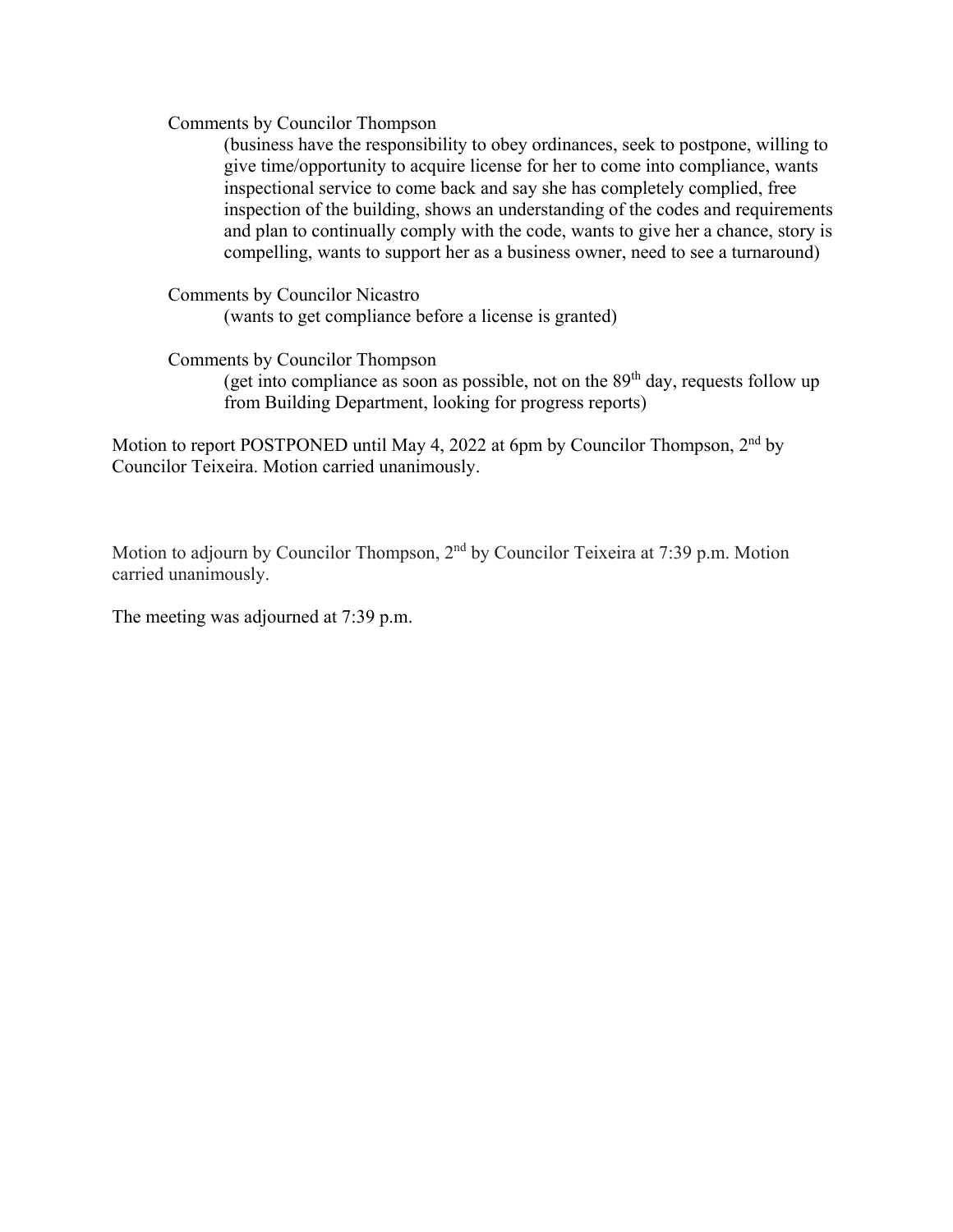Comments by Councilor Thompson

(business have the responsibility to obey ordinances, seek to postpone, willing to give time/opportunity to acquire license for her to come into compliance, wants inspectional service to come back and say she has completely complied, free inspection of the building, shows an understanding of the codes and requirements and plan to continually comply with the code, wants to give her a chance, story is compelling, wants to support her as a business owner, need to see a turnaround)

Comments by Councilor Nicastro

(wants to get compliance before a license is granted)

Comments by Councilor Thompson

(get into compliance as soon as possible, not on the 89th day, requests follow up from Building Department, looking for progress reports)

Motion to report POSTPONED until May 4, 2022 at 6pm by Councilor Thompson, 2nd by Councilor Teixeira. Motion carried unanimously.

Motion to adjourn by Councilor Thompson, 2nd by Councilor Teixeira at 7:39 p.m. Motion carried unanimously.

The meeting was adjourned at 7:39 p.m.